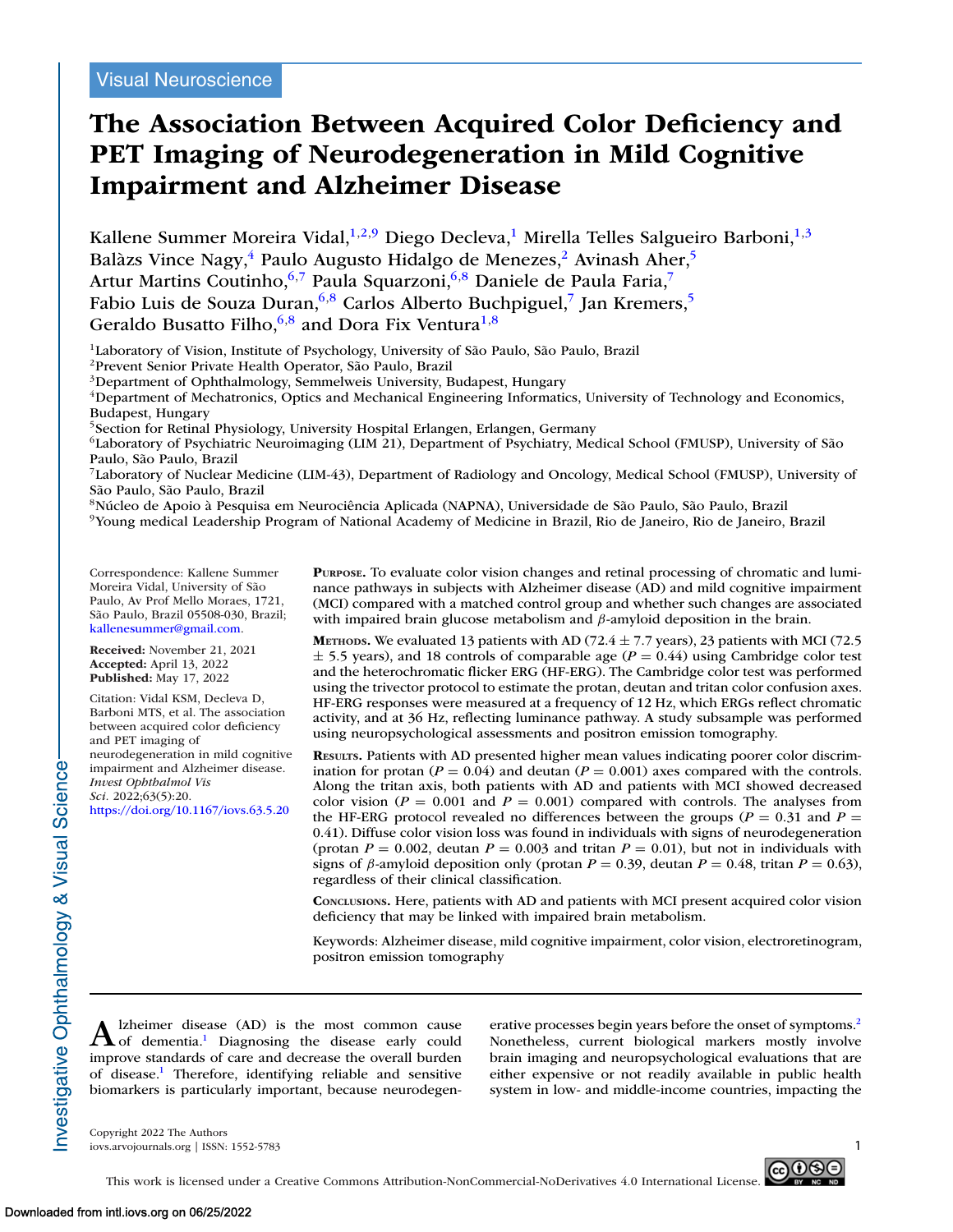Visual Neuroscience

# The Association Between Acquired Color Deficiency and PET Imaging of Neurodegeneration in Mild Cognitive Impairment and Alzheimer Disease

Kallene Summer Moreira Vidal,[1,2,9] Diego Decleva,[1] Mirella Telles Salgueiro Barboni,[1,3] Balàzs Vince Nagy,[4] Paulo Augusto Hidalgo de Menezes,[2] Avinash Aher,[5] Artur Martins Coutinho,[6,7] Paula Squarzoni,[6,8] Daniele de Paula Faria,[7] Fabio Luis de Souza Duran,[6,8] Carlos Alberto Buchpiguel,[7] Jan Kremers,[5] Geraldo Busatto Filho,[6,8] and Dora Fix Ventura[1,8]

[1]Laboratory of Vision, Institute of Psychology, University of São Paulo, São Paulo, Brazil
[2]Prevent Senior Private Health Operator, São Paulo, Brazil
[3]Department of Ophthalmology, Semmelweis University, Budapest, Hungary
[4]Department of Mechatronics, Optics and Mechanical Engineering Informatics, University of Technology and Economics, Budapest, Hungary
[5]Section for Retinal Physiology, University Hospital Erlangen, Erlangen, Germany
[6]Laboratory of Psychiatric Neuroimaging (LIM 21), Department of Psychiatry, Medical School (FMUSP), University of São Paulo, São Paulo, Brazil
[7]Laboratory of Nuclear Medicine (LIM-43), Department of Radiology and Oncology, Medical School (FMUSP), University of São Paulo, São Paulo, Brazil
[8]Núcleo de Apoio à Pesquisa em Neurociência Aplicada (NAPNA), Universidade de São Paulo, São Paulo, Brazil
[9]Young medical Leadership Program of National Academy of Medicine in Brazil, Rio de Janeiro, Rio de Janeiro, Brazil

Correspondence: Kallene Summer Moreira Vidal, University of São Paulo, Av Prof Mello Moraes, 1721, São Paulo, Brazil 05508-030, Brazil; kallenesummer@gmail.com.

**Received:** November 21, 2021
**Accepted:** April 13, 2022
**Published:** May 17, 2022

Citation: Vidal KSM, Decleva D, Barboni MTS, et al. The association between acquired color deficiency and PET imaging of neurodegeneration in mild cognitive impairment and Alzheimer disease. *Invest Ophthalmol Vis Sci.* 2022;63(5):20. https://doi.org/10.1167/iovs.63.5.20

**Purpose.** To evaluate color vision changes and retinal processing of chromatic and luminance pathways in subjects with Alzheimer disease (AD) and mild cognitive impairment (MCI) compared with a matched control group and whether such changes are associated with impaired brain glucose metabolism and $\beta$-amyloid deposition in the brain.

**Methods.** We evaluated 13 patients with AD (72.4 ± 7.7 years), 23 patients with MCI (72.5 ± 5.5 years), and 18 controls of comparable age ($P = 0.44$) using Cambridge color test and the heterochromatic flicker ERG (HF-ERG). The Cambridge color test was performed using the trivector protocol to estimate the protan, deutan and tritan color confusion axes. HF-ERG responses were measured at a frequency of 12 Hz, which ERGs reflect chromatic activity, and at 36 Hz, reflecting luminance pathway. A study subsample was performed using neuropsychological assessments and positron emission tomography.

**Results.** Patients with AD presented higher mean values indicating poorer color discrimination for protan ($P = 0.04$) and deutan ($P = 0.001$) axes compared with the controls. Along the tritan axis, both patients with AD and patients with MCI showed decreased color vision ($P = 0.001$ and $P = 0.001$) compared with controls. The analyses from the HF-ERG protocol revealed no differences between the groups ($P = 0.31$ and $P = 0.41$). Diffuse color vision loss was found in individuals with signs of neurodegeneration (protan $P = 0.002$, deutan $P = 0.003$ and tritan $P = 0.01$), but not in individuals with signs of $\beta$-amyloid deposition only (protan $P = 0.39$, deutan $P = 0.48$, tritan $P = 0.63$), regardless of their clinical classification.

**Conclusions.** Here, patients with AD and patients with MCI present acquired color vision deficiency that may be linked with impaired brain metabolism.

Keywords: Alzheimer disease, mild cognitive impairment, color vision, electroretinogram, positron emission tomography

Alzheimer disease (AD) is the most common cause of dementia.[1] Diagnosing the disease early could improve standards of care and decrease the overall burden of disease.[1] Therefore, identifying reliable and sensitive biomarkers is particularly important, because neurodegenerative processes begin years before the onset of symptoms.[2] Nonetheless, current biological markers mostly involve brain imaging and neuropsychological evaluations that are either expensive or not readily available in public health system in low- and middle-income countries, impacting the

Copyright 2022 The Authors
iovs.arvojournals.org | ISSN: 1552-5783

This work is licensed under a Creative Commons Attribution-NonCommercial-NoDerivatives 4.0 International License.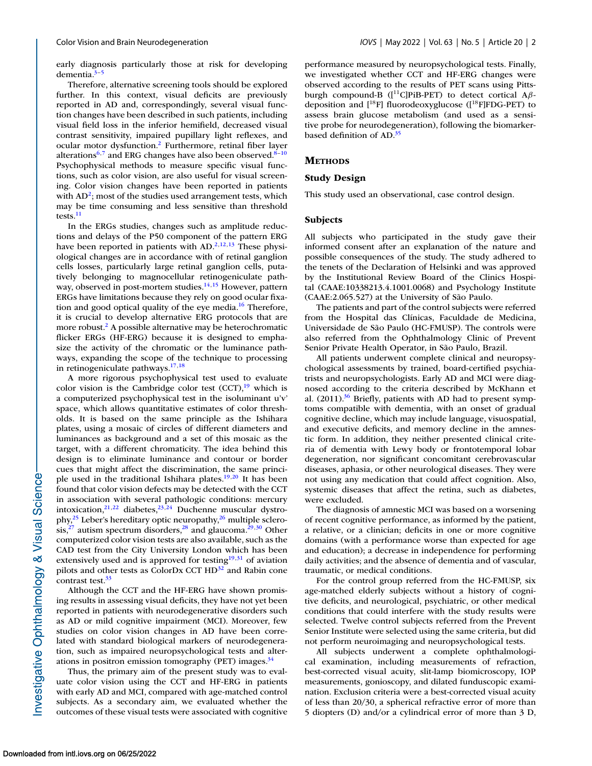early diagnosis particularly those at risk for developing dementia.[3–5]

Therefore, alternative screening tools should be explored further. In this context, visual deficits are previously reported in AD and, correspondingly, several visual function changes have been described in such patients, including visual field loss in the inferior hemifield, decreased visual contrast sensitivity, impaired pupillary light reflexes, and ocular motor dysfunction.[2] Furthermore, retinal fiber layer alterations[6,7] and ERG changes have also been observed.[8–10] Psychophysical methods to measure specific visual functions, such as color vision, are also useful for visual screening. Color vision changes have been reported in patients with AD[2]; most of the studies used arrangement tests, which may be time consuming and less sensitive than threshold tests.[11]

In the ERGs studies, changes such as amplitude reductions and delays of the P50 component of the pattern ERG have been reported in patients with AD.[2,12,13] These physiological changes are in accordance with of retinal ganglion cells losses, particularly large retinal ganglion cells, putatively belonging to magnocellular retinogeniculate pathway, observed in post-mortem studies.[14,15] However, pattern ERGs have limitations because they rely on good ocular fixation and good optical quality of the eye media.[16] Therefore, it is crucial to develop alternative ERG protocols that are more robust.[2] A possible alternative may be heterochromatic flicker ERGs (HF-ERG) because it is designed to emphasize the activity of the chromatic or the luminance pathways, expanding the scope of the technique to processing in retinogeniculate pathways.[17,18]

A more rigorous psychophysical test used to evaluate color vision is the Cambridge color test (CCT),[19] which is a computerized psychophysical test in the isoluminant u′v′ space, which allows quantitative estimates of color thresholds. It is based on the same principle as the Ishihara plates, using a mosaic of circles of different diameters and luminances as background and a set of this mosaic as the target, with a different chromaticity. The idea behind this design is to eliminate luminance and contour or border cues that might affect the discrimination, the same principle used in the traditional Ishihara plates.[19,20] It has been found that color vision defects may be detected with the CCT in association with several pathologic conditions: mercury intoxication,[21,22] diabetes,[23,24] Duchenne muscular dystrophy,[25] Leber's hereditary optic neuropathy,[26] multiple sclerosis,[27] autism spectrum disorders,[28] and glaucoma.[29,30] Other computerized color vision tests are also available, such as the CAD test from the City University London which has been extensively used and is approved for testing[19,31] of aviation pilots and other tests as ColorDx CCT HD[32] and Rabin cone contrast test.[33]

Although the CCT and the HF-ERG have shown promising results in assessing visual deficits, they have not yet been reported in patients with neurodegenerative disorders such as AD or mild cognitive impairment (MCI). Moreover, few studies on color vision changes in AD have been correlated with standard biological markers of neurodegeneration, such as impaired neuropsychological tests and alterations in positron emission tomography (PET) images.[34]

Thus, the primary aim of the present study was to evaluate color vision using the CCT and HF-ERG in patients with early AD and MCI, compared with age-matched control subjects. As a secondary aim, we evaluated whether the outcomes of these visual tests were associated with cognitive performance measured by neuropsychological tests. Finally, we investigated whether CCT and HF-ERG changes were observed according to the results of PET scans using Pittsburgh compound-B ([$^{11}$C]PiB-PET) to detect cortical A$\beta$-deposition and [$^{18}$F] fluorodeoxyglucose ([$^{18}$F]FDG-PET) to assess brain glucose metabolism (and used as a sensitive probe for neurodegeneration), following the biomarker-based definition of AD.[35]

# Methods

## Study Design

This study used an observational, case control design.

## Subjects

All subjects who participated in the study gave their informed consent after an explanation of the nature and possible consequences of the study. The study adhered to the tenets of the Declaration of Helsinki and was approved by the Institutional Review Board of the Clinics Hospital (CAAE:10338213.4.1001.0068) and Psychology Institute (CAAE:2.065.527) at the University of São Paulo.

The patients and part of the control subjects were referred from the Hospital das Clínicas, Faculdade de Medicina, Universidade de São Paulo (HC-FMUSP). The controls were also referred from the Ophthalmology Clinic of Prevent Senior Private Health Operator, in São Paulo, Brazil.

All patients underwent complete clinical and neuropsychological assessments by trained, board-certified psychiatrists and neuropsychologists. Early AD and MCI were diagnosed according to the criteria described by McKhann et al. (2011).[36] Briefly, patients with AD had to present symptoms compatible with dementia, with an onset of gradual cognitive decline, which may include language, visuospatial, and executive deficits, and memory decline in the amnestic form. In addition, they neither presented clinical criteria of dementia with Lewy body or frontotemporal lobar degeneration, nor significant concomitant cerebrovascular diseases, aphasia, or other neurological diseases. They were not using any medication that could affect cognition. Also, systemic diseases that affect the retina, such as diabetes, were excluded.

The diagnosis of amnestic MCI was based on a worsening of recent cognitive performance, as informed by the patient, a relative, or a clinician; deficits in one or more cognitive domains (with a performance worse than expected for age and education); a decrease in independence for performing daily activities; and the absence of dementia and of vascular, traumatic, or medical conditions.

For the control group referred from the HC-FMUSP, six age-matched elderly subjects without a history of cognitive deficits, and neurological, psychiatric, or other medical conditions that could interfere with the study results were selected. Twelve control subjects referred from the Prevent Senior Institute were selected using the same criteria, but did not perform neuroimaging and neuropsychological tests.

All subjects underwent a complete ophthalmological examination, including measurements of refraction, best-corrected visual acuity, slit-lamp biomicroscopy, IOP measurements, gonioscopy, and dilated funduscopic examination. Exclusion criteria were a best-corrected visual acuity of less than 20/30, a spherical refractive error of more than 5 diopters (D) and/or a cylindrical error of more than 3 D,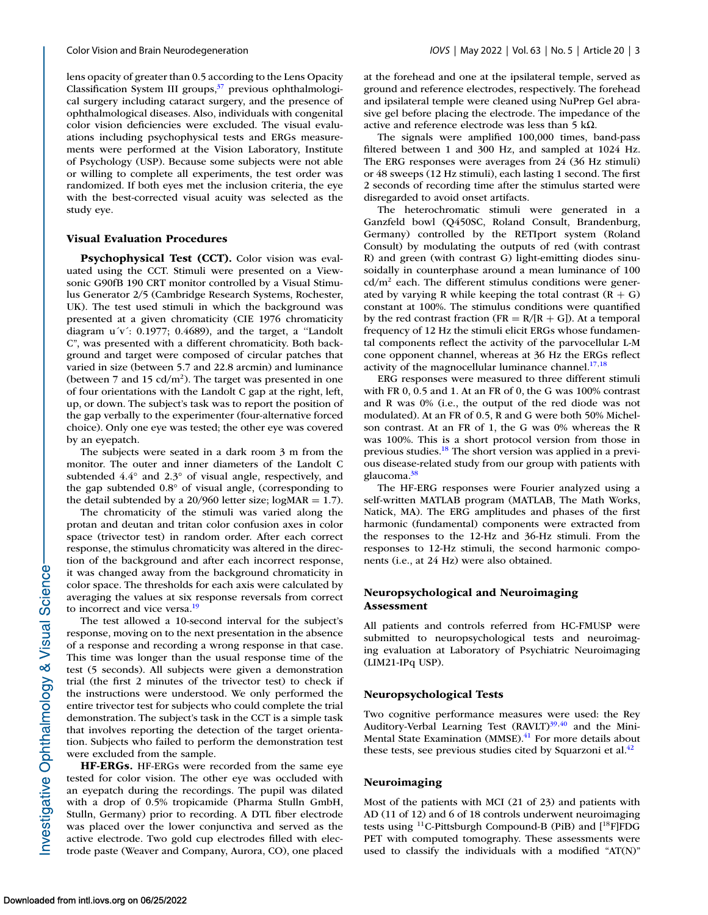lens opacity of greater than 0.5 according to the Lens Opacity Classification System III groups,[37] previous ophthalmological surgery including cataract surgery, and the presence of ophthalmological diseases. Also, individuals with congenital color vision deficiencies were excluded. The visual evaluations including psychophysical tests and ERGs measurements were performed at the Vision Laboratory, Institute of Psychology (USP). Because some subjects were not able or willing to complete all experiments, the test order was randomized. If both eyes met the inclusion criteria, the eye with the best-corrected visual acuity was selected as the study eye.

### Visual Evaluation Procedures

**Psychophysical Test (CCT).** Color vision was evaluated using the CCT. Stimuli were presented on a Viewsonic G90fB 190 CRT monitor controlled by a Visual Stimulus Generator 2/5 (Cambridge Research Systems, Rochester, UK). The test used stimuli in which the background was presented at a given chromaticity (CIE 1976 chromaticity diagram u´v´: 0.1977; 0.4689), and the target, a "Landolt C", was presented with a different chromaticity. Both background and target were composed of circular patches that varied in size (between 5.7 and 22.8 arcmin) and luminance (between 7 and 15 cd/m$^2$). The target was presented in one of four orientations with the Landolt C gap at the right, left, up, or down. The subject's task was to report the position of the gap verbally to the experimenter (four-alternative forced choice). Only one eye was tested; the other eye was covered by an eyepatch.

The subjects were seated in a dark room 3 m from the monitor. The outer and inner diameters of the Landolt C subtended 4.4° and 2.3° of visual angle, respectively, and the gap subtended 0.8° of visual angle, (corresponding to the detail subtended by a 20/960 letter size; logMAR = 1.7).

The chromaticity of the stimuli was varied along the protan and deutan and tritan color confusion axes in color space (trivector test) in random order. After each correct response, the stimulus chromaticity was altered in the direction of the background and after each incorrect response, it was changed away from the background chromaticity in color space. The thresholds for each axis were calculated by averaging the values at six response reversals from correct to incorrect and vice versa.[19]

The test allowed a 10-second interval for the subject's response, moving on to the next presentation in the absence of a response and recording a wrong response in that case. This time was longer than the usual response time of the test (5 seconds). All subjects were given a demonstration trial (the first 2 minutes of the trivector test) to check if the instructions were understood. We only performed the entire trivector test for subjects who could complete the trial demonstration. The subject's task in the CCT is a simple task that involves reporting the detection of the target orientation. Subjects who failed to perform the demonstration test were excluded from the sample.

**HF-ERGs.** HF-ERGs were recorded from the same eye tested for color vision. The other eye was occluded with an eyepatch during the recordings. The pupil was dilated with a drop of 0.5% tropicamide (Pharma Stulln GmbH, Stulln, Germany) prior to recording. A DTL fiber electrode was placed over the lower conjunctiva and served as the active electrode. Two gold cup electrodes filled with electrode paste (Weaver and Company, Aurora, CO), one placed at the forehead and one at the ipsilateral temple, served as ground and reference electrodes, respectively. The forehead and ipsilateral temple were cleaned using NuPrep Gel abrasive gel before placing the electrode. The impedance of the active and reference electrode was less than 5 kΩ.

The signals were amplified 100,000 times, band-pass filtered between 1 and 300 Hz, and sampled at 1024 Hz. The ERG responses were averages from 24 (36 Hz stimuli) or 48 sweeps (12 Hz stimuli), each lasting 1 second. The first 2 seconds of recording time after the stimulus started were disregarded to avoid onset artifacts.

The heterochromatic stimuli were generated in a Ganzfeld bowl (Q450SC, Roland Consult, Brandenburg, Germany) controlled by the RETIport system (Roland Consult) by modulating the outputs of red (with contrast R) and green (with contrast G) light-emitting diodes sinusoidally in counterphase around a mean luminance of 100 cd/m$^2$ each. The different stimulus conditions were generated by varying R while keeping the total contrast (R + G) constant at 100%. The stimulus conditions were quantified by the red contrast fraction (FR = R/[R + G]). At a temporal frequency of 12 Hz the stimuli elicit ERGs whose fundamental components reflect the activity of the parvocellular L-M cone opponent channel, whereas at 36 Hz the ERGs reflect activity of the magnocellular luminance channel.[17,18]

ERG responses were measured to three different stimuli with FR 0, 0.5 and 1. At an FR of 0, the G was 100% contrast and R was 0% (i.e., the output of the red diode was not modulated). At an FR of 0.5, R and G were both 50% Michelson contrast. At an FR of 1, the G was 0% whereas the R was 100%. This is a short protocol version from those in previous studies.[18] The short version was applied in a previous disease-related study from our group with patients with glaucoma.[38]

The HF-ERG responses were Fourier analyzed using a self-written MATLAB program (MATLAB, The Math Works, Natick, MA). The ERG amplitudes and phases of the first harmonic (fundamental) components were extracted from the responses to the 12-Hz and 36-Hz stimuli. From the responses to 12-Hz stimuli, the second harmonic components (i.e., at 24 Hz) were also obtained.

### Neuropsychological and Neuroimaging Assessment

All patients and controls referred from HC-FMUSP were submitted to neuropsychological tests and neuroimaging evaluation at Laboratory of Psychiatric Neuroimaging (LIM21-IPq USP).

### Neuropsychological Tests

Two cognitive performance measures were used: the Rey Auditory-Verbal Learning Test (RAVLT)[39,40] and the Mini-Mental State Examination (MMSE).[41] For more details about these tests, see previous studies cited by Squarzoni et al.[42]

### Neuroimaging

Most of the patients with MCI (21 of 23) and patients with AD (11 of 12) and 6 of 18 controls underwent neuroimaging tests using $^{11}$C-Pittsburgh Compound-B (PiB) and [$^{18}$F]FDG PET with computed tomography. These assessments were used to classify the individuals with a modified "AT(N)"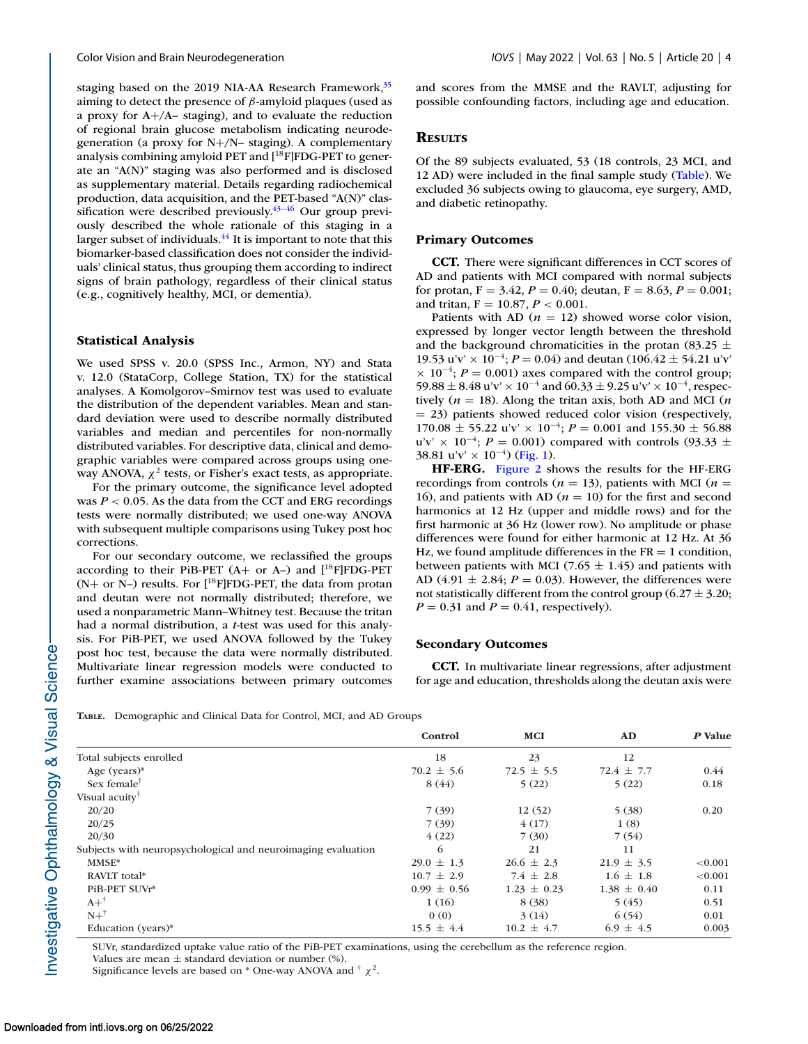staging based on the 2019 NIA-AA Research Framework,[35] aiming to detect the presence of β-amyloid plaques (used as a proxy for A+/A– staging), and to evaluate the reduction of regional brain glucose metabolism indicating neurodegeneration (a proxy for N+/N– staging). A complementary analysis combining amyloid PET and [$^{18}$F]FDG-PET to generate an "A(N)" staging was also performed and is disclosed as supplementary material. Details regarding radiochemical production, data acquisition, and the PET-based "A(N)" classification were described previously.[43–46] Our group previously described the whole rationale of this staging in a larger subset of individuals.[44] It is important to note that this biomarker-based classification does not consider the individuals' clinical status, thus grouping them according to indirect signs of brain pathology, regardless of their clinical status (e.g., cognitively healthy, MCI, or dementia).

### Statistical Analysis

We used SPSS v. 20.0 (SPSS Inc., Armon, NY) and Stata v. 12.0 (StataCorp, College Station, TX) for the statistical analyses. A Komolgorov–Smirnov test was used to evaluate the distribution of the dependent variables. Mean and standard deviation were used to describe normally distributed variables and median and percentiles for non-normally distributed variables. For descriptive data, clinical and demographic variables were compared across groups using one-way ANOVA, $\chi^2$ tests, or Fisher's exact tests, as appropriate.

For the primary outcome, the significance level adopted was $P < 0.05$. As the data from the CCT and ERG recordings tests were normally distributed; we used one-way ANOVA with subsequent multiple comparisons using Tukey post hoc corrections.

For our secondary outcome, we reclassified the groups according to their PiB-PET (A+ or A–) and [$^{18}$F]FDG-PET (N+ or N–) results. For [$^{18}$F]FDG-PET, the data from protan and deutan were not normally distributed; therefore, we used a nonparametric Mann–Whitney test. Because the tritan had a normal distribution, a *t*-test was used for this analysis. For PiB-PET, we used ANOVA followed by the Tukey post hoc test, because the data were normally distributed. Multivariate linear regression models were conducted to further examine associations between primary outcomes and scores from the MMSE and the RAVLT, adjusting for possible confounding factors, including age and education.

## Results

Of the 89 subjects evaluated, 53 (18 controls, 23 MCI, and 12 AD) were included in the final sample study (Table). We excluded 36 subjects owing to glaucoma, eye surgery, AMD, and diabetic retinopathy.

### Primary Outcomes

**CCT.** There were significant differences in CCT scores of AD and patients with MCI compared with normal subjects for protan, F = 3.42, $P = 0.40$; deutan, F = 8.63, $P = 0.001$; and tritan, F = 10.87, $P < 0.001$.

Patients with AD ($n = 12$) showed worse color vision, expressed by longer vector length between the threshold and the background chromaticities in the protan (83.25 ± 19.53 u'v' × $10^{-4}$; $P = 0.04$) and deutan (106.42 ± 54.21 u'v' × $10^{-4}$; $P = 0.001$) axes compared with the control group; 59.88 ± 8.48 u'v' × $10^{-4}$ and 60.33 ± 9.25 u'v' × $10^{-4}$, respectively ($n = 18$). Along the tritan axis, both AD and MCI ($n = 23$) patients showed reduced color vision (respectively, 170.08 ± 55.22 u'v' × $10^{-4}$; $P = 0.001$ and 155.30 ± 56.88 u'v' × $10^{-4}$; $P = 0.001$) compared with controls (93.33 ± 38.81 u'v' × $10^{-4}$) (Fig. 1).

**HF-ERG.** Figure 2 shows the results for the HF-ERG recordings from controls ($n = 13$), patients with MCI ($n = 16$), and patients with AD ($n = 10$) for the first and second harmonics at 12 Hz (upper and middle rows) and for the first harmonic at 36 Hz (lower row). No amplitude or phase differences were found for either harmonic at 12 Hz. At 36 Hz, we found amplitude differences in the FR = 1 condition, between patients with MCI (7.65 ± 1.45) and patients with AD (4.91 ± 2.84; $P = 0.03$). However, the differences were not statistically different from the control group (6.27 ± 3.20; $P = 0.31$ and $P = 0.41$, respectively).

### Secondary Outcomes

**CCT.** In multivariate linear regressions, after adjustment for age and education, thresholds along the deutan axis were

**Table.** Demographic and Clinical Data for Control, MCI, and AD Groups

| | Control | MCI | AD | *P* Value |
|---|---|---|---|---|
| Total subjects enrolled | 18 | 23 | 12 | |
| Age (years)* | 70.2 ± 5.6 | 72.5 ± 5.5 | 72.4 ± 7.7 | 0.44 |
| Sex female† | 8 (44) | 5 (22) | 5 (22) | 0.18 |
| Visual acuity† | | | | |
| 20/20 | 7 (39) | 12 (52) | 5 (38) | 0.20 |
| 20/25 | 7 (39) | 4 (17) | 1 (8) | |
| 20/30 | 4 (22) | 7 (30) | 7 (54) | |
| Subjects with neuropsychological and neuroimaging evaluation | 6 | 21 | 11 | |
| MMSE* | 29.0 ± 1.3 | 26.6 ± 2.3 | 21.9 ± 3.5 | <0.001 |
| RAVLT total* | 10.7 ± 2.9 | 7.4 ± 2.8 | 1.6 ± 1.8 | <0.001 |
| PiB-PET SUVr* | 0.99 ± 0.56 | 1.23 ± 0.23 | 1.38 ± 0.40 | 0.11 |
| A+† | 1 (16) | 8 (38) | 5 (45) | 0.51 |
| N+† | 0 (0) | 3 (14) | 6 (54) | 0.01 |
| Education (years)* | 15.5 ± 4.4 | 10.2 ± 4.7 | 6.9 ± 4.5 | 0.003 |

SUVr, standardized uptake value ratio of the PiB-PET examinations, using the cerebellum as the reference region.
Values are mean ± standard deviation or number (%).
Significance levels are based on * One-way ANOVA and † $\chi^2$.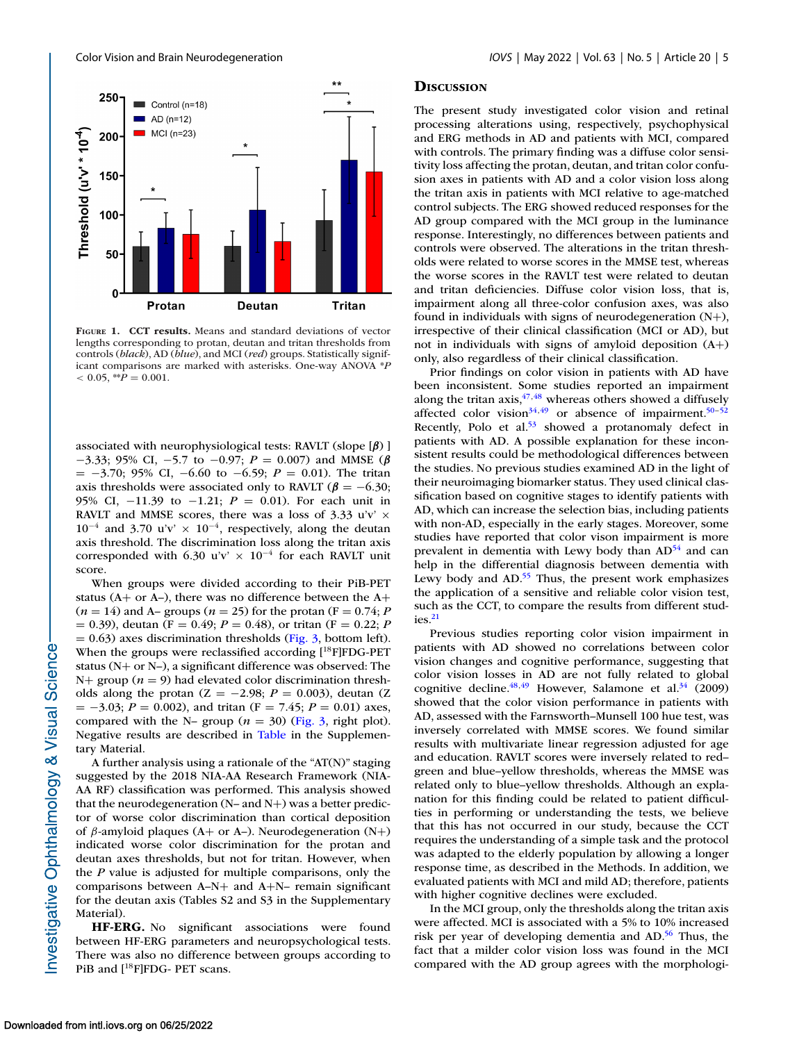FIGURE 1. **CCT results.** Means and standard deviations of vector lengths corresponding to protan, deutan and tritan thresholds from controls (*black*), AD (*blue*), and MCI (*red*) groups. Statistically significant comparisons are marked with asterisks. One-way ANOVA \**P* < 0.05, \*\**P* = 0.001.

associated with neurophysiological tests: RAVLT (slope [$\beta$] ] −3.33; 95% CI, −5.7 to −0.97; $P$ = 0.007) and MMSE ($\beta$ = −3.70; 95% CI, −6.60 to −6.59; $P$ = 0.01). The tritan axis thresholds were associated only to RAVLT ($\beta$ = −6.30; 95% CI, −11.39 to −1.21; $P$ = 0.01). For each unit in RAVLT and MMSE scores, there was a loss of 3.33 u'v' × $10^{-4}$ and 3.70 u'v' × $10^{-4}$, respectively, along the deutan axis threshold. The discrimination loss along the tritan axis corresponded with 6.30 u'v' × $10^{-4}$ for each RAVLT unit score.

When groups were divided according to their PiB-PET status (A+ or A–), there was no difference between the A+ ($n$ = 14) and A– groups ($n$ = 25) for the protan (F = 0.74; $P$ = 0.39), deutan (F = 0.49; $P$ = 0.48), or tritan (F = 0.22; $P$ = 0.63) axes discrimination thresholds (Fig. 3, bottom left). When the groups were reclassified according [$^{18}$F]FDG-PET status (N+ or N–), a significant difference was observed: The N+ group ($n$ = 9) had elevated color discrimination thresholds along the protan (Z = −2.98; $P$ = 0.003), deutan (Z = −3.03; $P$ = 0.002), and tritan (F = 7.45; $P$ = 0.01) axes, compared with the N– group ($n$ = 30) (Fig. 3, right plot). Negative results are described in Table in the Supplementary Material.

A further analysis using a rationale of the "AT(N)" staging suggested by the 2018 NIA-AA Research Framework (NIA-AA RF) classification was performed. This analysis showed that the neurodegeneration (N– and N+) was a better predictor of worse color discrimination than cortical deposition of $\beta$-amyloid plaques (A+ or A–). Neurodegeneration (N+) indicated worse color discrimination for the protan and deutan axes thresholds, but not for tritan. However, when the $P$ value is adjusted for multiple comparisons, only the comparisons between A–N+ and A+N– remain significant for the deutan axis (Tables S2 and S3 in the Supplementary Material).

**HF-ERG.** No significant associations were found between HF-ERG parameters and neuropsychological tests. There was also no difference between groups according to PiB and [$^{18}$F]FDG- PET scans.

## Discussion

The present study investigated color vision and retinal processing alterations using, respectively, psychophysical and ERG methods in AD and patients with MCI, compared with controls. The primary finding was a diffuse color sensitivity loss affecting the protan, deutan, and tritan color confusion axes in patients with AD and a color vision loss along the tritan axis in patients with MCI relative to age-matched control subjects. The ERG showed reduced responses for the AD group compared with the MCI group in the luminance response. Interestingly, no differences between patients and controls were observed. The alterations in the tritan thresholds were related to worse scores in the MMSE test, whereas the worse scores in the RAVLT test were related to deutan and tritan deficiencies. Diffuse color vision loss, that is, impairment along all three-color confusion axes, was also found in individuals with signs of neurodegeneration (N+), irrespective of their clinical classification (MCI or AD), but not in individuals with signs of amyloid deposition (A+) only, also regardless of their clinical classification.

Prior findings on color vision in patients with AD have been inconsistent. Some studies reported an impairment along the tritan axis,[47,48] whereas others showed a diffusely affected color vision[34,49] or absence of impairment.[50–52] Recently, Polo et al.[53] showed a protanomaly defect in patients with AD. A possible explanation for these inconsistent results could be methodological differences between the studies. No previous studies examined AD in the light of their neuroimaging biomarker status. They used clinical classification based on cognitive stages to identify patients with AD, which can increase the selection bias, including patients with non-AD, especially in the early stages. Moreover, some studies have reported that color vison impairment is more prevalent in dementia with Lewy body than AD[54] and can help in the differential diagnosis between dementia with Lewy body and AD.[55] Thus, the present work emphasizes the application of a sensitive and reliable color vision test, such as the CCT, to compare the results from different studies.[21]

Previous studies reporting color vision impairment in patients with AD showed no correlations between color vision changes and cognitive performance, suggesting that color vision losses in AD are not fully related to global cognitive decline.[48,49] However, Salamone et al.[34] (2009) showed that the color vision performance in patients with AD, assessed with the Farnsworth–Munsell 100 hue test, was inversely correlated with MMSE scores. We found similar results with multivariate linear regression adjusted for age and education. RAVLT scores were inversely related to red–green and blue–yellow thresholds, whereas the MMSE was related only to blue–yellow thresholds. Although an explanation for this finding could be related to patient difficulties in performing or understanding the tests, we believe that this has not occurred in our study, because the CCT requires the understanding of a simple task and the protocol was adapted to the elderly population by allowing a longer response time, as described in the Methods. In addition, we evaluated patients with MCI and mild AD; therefore, patients with higher cognitive declines were excluded.

In the MCI group, only the thresholds along the tritan axis were affected. MCI is associated with a 5% to 10% increased risk per year of developing dementia and AD.[56] Thus, the fact that a milder color vision loss was found in the MCI compared with the AD group agrees with the morphologi-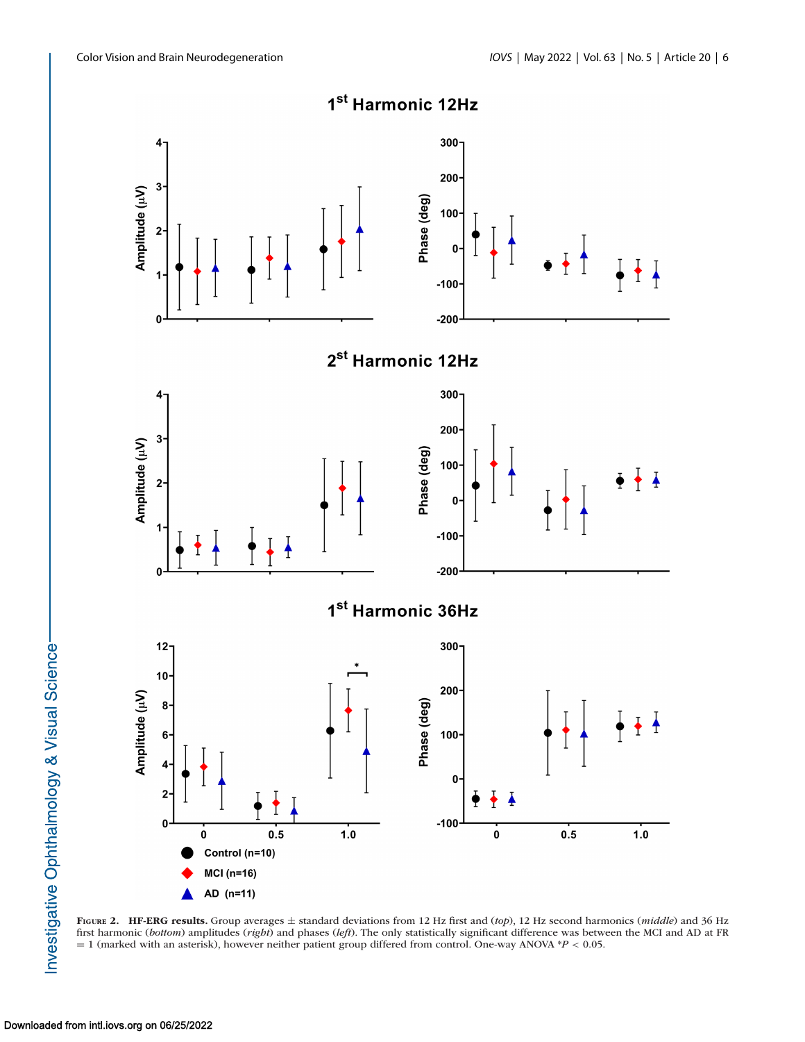**Figure 2.** **HF-ERG results.** Group averages ± standard deviations from 12 Hz first and (*top*), 12 Hz second harmonics (*middle*) and 36 Hz first harmonic (*bottom*) amplitudes (*right*) and phases (*left*). The only statistically significant difference was between the MCI and AD at FR = 1 (marked with an asterisk), however neither patient group differed from control. One-way ANOVA *$P < 0.05$.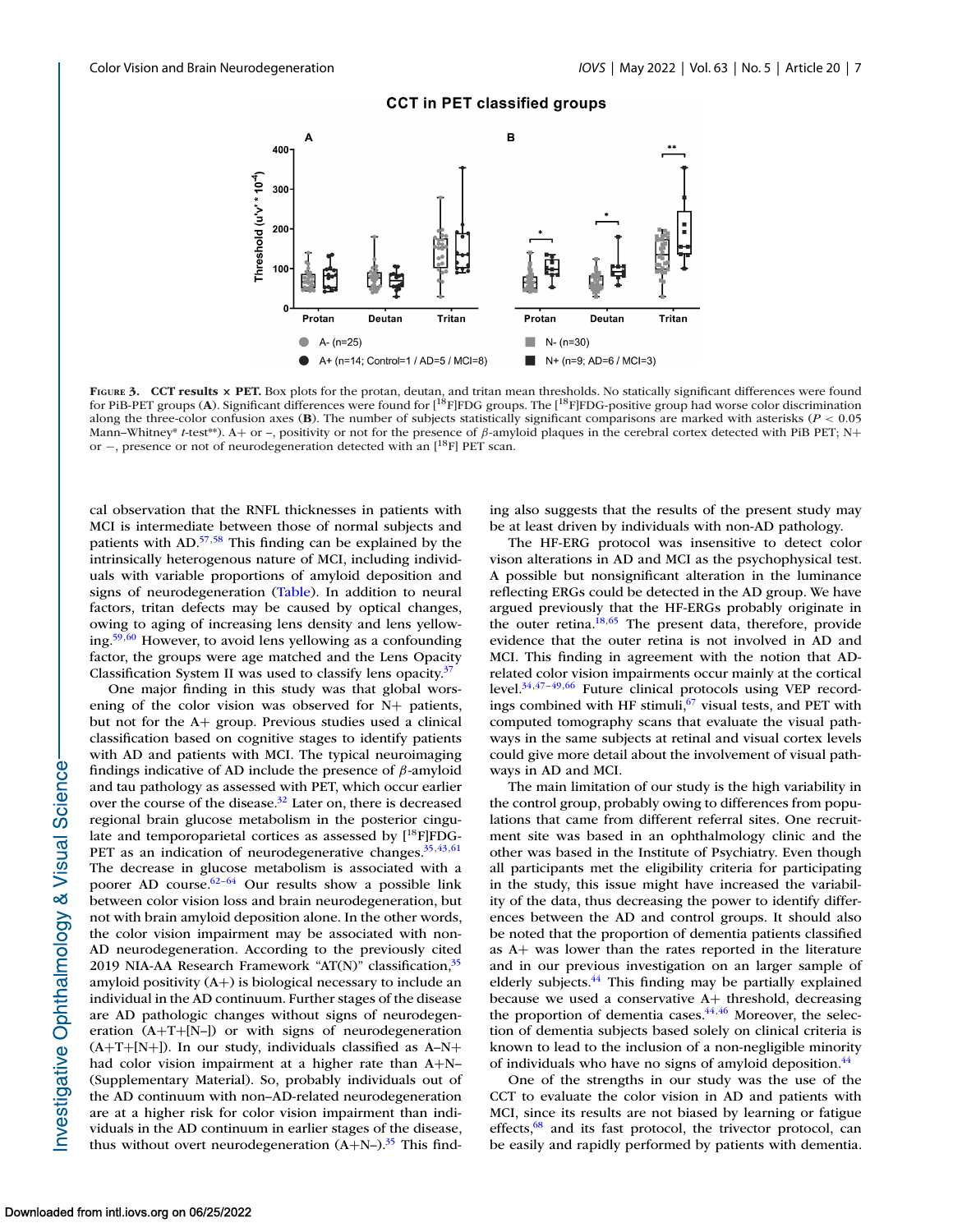**FIGURE 3. CCT results × PET.** Box plots for the protan, deutan, and tritan mean thresholds. No statically significant differences were found for PiB-PET groups (**A**). Significant differences were found for [$^{18}$F]FDG groups. The [$^{18}$F]FDG-positive group had worse color discrimination along the three-color confusion axes (**B**). The number of subjects statistically significant comparisons are marked with asterisks ($P < 0.05$ Mann–Whitney* *t*-test**). A+ or –, positivity or not for the presence of $\beta$-amyloid plaques in the cerebral cortex detected with PiB PET; N+ or −, presence or not of neurodegeneration detected with an [$^{18}$F] PET scan.

cal observation that the RNFL thicknesses in patients with MCI is intermediate between those of normal subjects and patients with AD.[57,58] This finding can be explained by the intrinsically heterogenous nature of MCI, including individuals with variable proportions of amyloid deposition and signs of neurodegeneration (Table). In addition to neural factors, tritan defects may be caused by optical changes, owing to aging of increasing lens density and lens yellowing.[59,60] However, to avoid lens yellowing as a confounding factor, the groups were age matched and the Lens Opacity Classification System II was used to classify lens opacity.[37]

One major finding in this study was that global worsening of the color vision was observed for N+ patients, but not for the A+ group. Previous studies used a clinical classification based on cognitive stages to identify patients with AD and patients with MCI. The typical neuroimaging findings indicative of AD include the presence of $\beta$-amyloid and tau pathology as assessed with PET, which occur earlier over the course of the disease.[32] Later on, there is decreased regional brain glucose metabolism in the posterior cingulate and temporoparietal cortices as assessed by [$^{18}$F]FDG-PET as an indication of neurodegenerative changes.[35,43,61] The decrease in glucose metabolism is associated with a poorer AD course.[62–64] Our results show a possible link between color vision loss and brain neurodegeneration, but not with brain amyloid deposition alone. In the other words, the color vision impairment may be associated with non-AD neurodegeneration. According to the previously cited 2019 NIA-AA Research Framework "AT(N)" classification,[35] amyloid positivity (A+) is biological necessary to include an individual in the AD continuum. Further stages of the disease are AD pathologic changes without signs of neurodegeneration (A+T+[N–]) or with signs of neurodegeneration (A+T+[N+]). In our study, individuals classified as A–N+ had color vision impairment at a higher rate than A+N– (Supplementary Material). So, probably individuals out of the AD continuum with non–AD-related neurodegeneration are at a higher risk for color vision impairment than individuals in the AD continuum in earlier stages of the disease, thus without overt neurodegeneration (A+N–).[35] This finding also suggests that the results of the present study may be at least driven by individuals with non-AD pathology.

The HF-ERG protocol was insensitive to detect color vison alterations in AD and MCI as the psychophysical test. A possible but nonsignificant alteration in the luminance reflecting ERGs could be detected in the AD group. We have argued previously that the HF-ERGs probably originate in the outer retina.[18,65] The present data, therefore, provide evidence that the outer retina is not involved in AD and MCI. This finding in agreement with the notion that AD-related color vision impairments occur mainly at the cortical level.[34,47–49,66] Future clinical protocols using VEP recordings combined with HF stimuli,[67] visual tests, and PET with computed tomography scans that evaluate the visual pathways in the same subjects at retinal and visual cortex levels could give more detail about the involvement of visual pathways in AD and MCI.

The main limitation of our study is the high variability in the control group, probably owing to differences from populations that came from different referral sites. One recruitment site was based in an ophthalmology clinic and the other was based in the Institute of Psychiatry. Even though all participants met the eligibility criteria for participating in the study, this issue might have increased the variability of the data, thus decreasing the power to identify differences between the AD and control groups. It should also be noted that the proportion of dementia patients classified as A+ was lower than the rates reported in the literature and in our previous investigation on an larger sample of elderly subjects.[44] This finding may be partially explained because we used a conservative A+ threshold, decreasing the proportion of dementia cases.[44,46] Moreover, the selection of dementia subjects based solely on clinical criteria is known to lead to the inclusion of a non-negligible minority of individuals who have no signs of amyloid deposition.[44]

One of the strengths in our study was the use of the CCT to evaluate the color vision in AD and patients with MCI, since its results are not biased by learning or fatigue effects,[68] and its fast protocol, the trivector protocol, can be easily and rapidly performed by patients with dementia.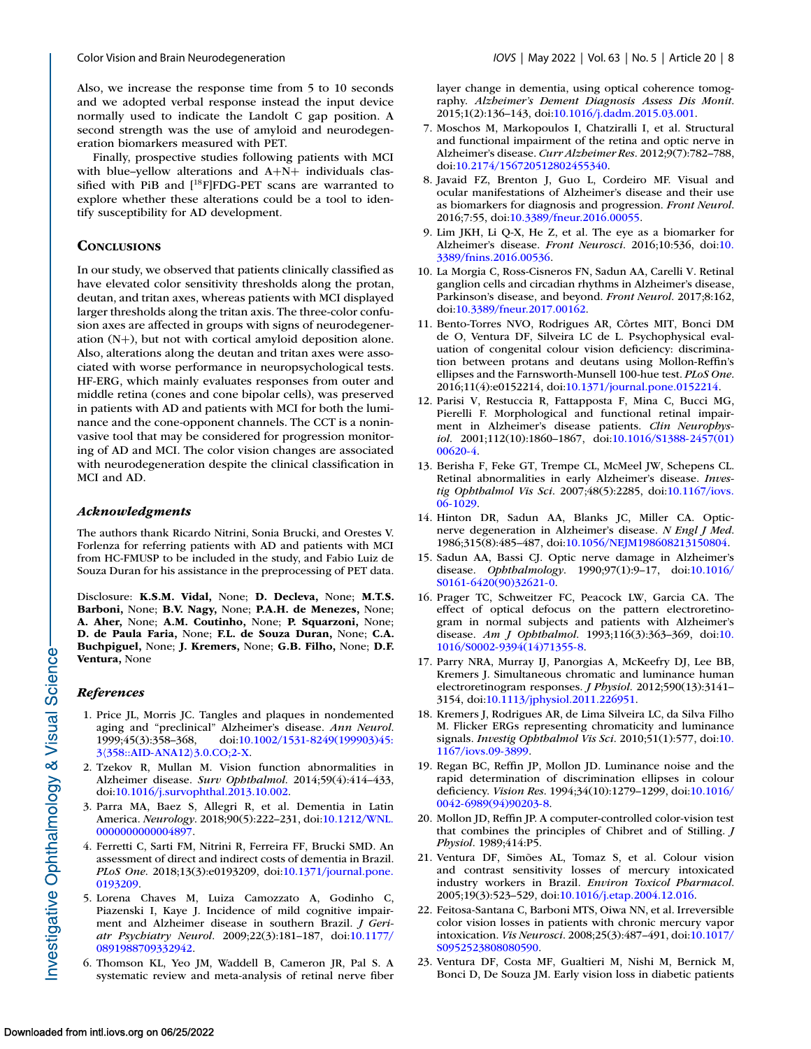Also, we increase the response time from 5 to 10 seconds and we adopted verbal response instead the input device normally used to indicate the Landolt C gap position. A second strength was the use of amyloid and neurodegeneration biomarkers measured with PET.

Finally, prospective studies following patients with MCI with blue–yellow alterations and A+N+ individuals classified with PiB and [$^{18}$F]FDG-PET scans are warranted to explore whether these alterations could be a tool to identify susceptibility for AD development.

## Conclusions

In our study, we observed that patients clinically classified as have elevated color sensitivity thresholds along the protan, deutan, and tritan axes, whereas patients with MCI displayed larger thresholds along the tritan axis. The three-color confusion axes are affected in groups with signs of neurodegeneration (N+), but not with cortical amyloid deposition alone. Also, alterations along the deutan and tritan axes were associated with worse performance in neuropsychological tests. HF-ERG, which mainly evaluates responses from outer and middle retina (cones and cone bipolar cells), was preserved in patients with AD and patients with MCI for both the luminance and the cone-opponent channels. The CCT is a noninvasive tool that may be considered for progression monitoring of AD and MCI. The color vision changes are associated with neurodegeneration despite the clinical classification in MCI and AD.

### *Acknowledgments*

The authors thank Ricardo Nitrini, Sonia Brucki, and Orestes V. Forlenza for referring patients with AD and patients with MCI from HC-FMUSP to be included in the study, and Fabio Luiz de Souza Duran for his assistance in the preprocessing of PET data.

Disclosure: **K.S.M. Vidal,** None; **D. Decleva,** None; **M.T.S. Barboni,** None; **B.V. Nagy,** None; **P.A.H. de Menezes,** None; **A. Aher,** None; **A.M. Coutinho,** None; **P. Squarzoni,** None; **D. de Paula Faria,** None; **F.L. de Souza Duran,** None; **C.A. Buchpiguel,** None; **J. Kremers,** None; **G.B. Filho,** None; **D.F. Ventura,** None

### *References*

1. Price JL, Morris JC. Tangles and plaques in nondemented aging and "preclinical" Alzheimer's disease. *Ann Neurol*. 1999;45(3):358–368, doi:10.1002/1531-8249(199903)45:3⟨358::AID-ANA12⟩3.0.CO;2-X.
2. Tzekov R, Mullan M. Vision function abnormalities in Alzheimer disease. *Surv Ophthalmol*. 2014;59(4):414–433, doi:10.1016/j.survophthal.2013.10.002.
3. Parra MA, Baez S, Allegri R, et al. Dementia in Latin America. *Neurology*. 2018;90(5):222–231, doi:10.1212/WNL.0000000000004897.
4. Ferretti C, Sarti FM, Nitrini R, Ferreira FF, Brucki SMD. An assessment of direct and indirect costs of dementia in Brazil. *PLoS One*. 2018;13(3):e0193209, doi:10.1371/journal.pone.0193209.
5. Lorena Chaves M, Luiza Camozzato A, Godinho C, Piazenski I, Kaye J. Incidence of mild cognitive impairment and Alzheimer disease in southern Brazil. *J Geriatr Psychiatry Neurol*. 2009;22(3):181–187, doi:10.1177/0891988709332942.
6. Thomson KL, Yeo JM, Waddell B, Cameron JR, Pal S. A systematic review and meta-analysis of retinal nerve fiber layer change in dementia, using optical coherence tomography. *Alzheimer's Dement Diagnosis Assess Dis Monit*. 2015;1(2):136–143, doi:10.1016/j.dadm.2015.03.001.
7. Moschos M, Markopoulos I, Chatziralli I, et al. Structural and functional impairment of the retina and optic nerve in Alzheimer's disease. *Curr Alzheimer Res*. 2012;9(7):782–788, doi:10.2174/156720512802455340.
8. Javaid FZ, Brenton J, Guo L, Cordeiro MF. Visual and ocular manifestations of Alzheimer's disease and their use as biomarkers for diagnosis and progression. *Front Neurol*. 2016;7:55, doi:10.3389/fneur.2016.00055.
9. Lim JKH, Li Q-X, He Z, et al. The eye as a biomarker for Alzheimer's disease. *Front Neurosci*. 2016;10:536, doi:10.3389/fnins.2016.00536.
10. La Morgia C, Ross-Cisneros FN, Sadun AA, Carelli V. Retinal ganglion cells and circadian rhythms in Alzheimer's disease, Parkinson's disease, and beyond. *Front Neurol*. 2017;8:162, doi:10.3389/fneur.2017.00162.
11. Bento-Torres NVO, Rodrigues AR, Côrtes MIT, Bonci DM de O, Ventura DF, Silveira LC de L. Psychophysical evaluation of congenital colour vision deficiency: discrimination between protans and deutans using Mollon-Reffin's ellipses and the Farnsworth-Munsell 100-hue test. *PLoS One*. 2016;11(4):e0152214, doi:10.1371/journal.pone.0152214.
12. Parisi V, Restuccia R, Fattapposta F, Mina C, Bucci MG, Pierelli F. Morphological and functional retinal impairment in Alzheimer's disease patients. *Clin Neurophysiol*. 2001;112(10):1860–1867, doi:10.1016/S1388-2457(01)00620-4.
13. Berisha F, Feke GT, Trempe CL, McMeel JW, Schepens CL. Retinal abnormalities in early Alzheimer's disease. *Investig Ophthalmol Vis Sci*. 2007;48(5):2285, doi:10.1167/iovs.06-1029.
14. Hinton DR, Sadun AA, Blanks JC, Miller CA. Optic-nerve degeneration in Alzheimer's disease. *N Engl J Med*. 1986;315(8):485–487, doi:10.1056/NEJM198608213150804.
15. Sadun AA, Bassi CJ. Optic nerve damage in Alzheimer's disease. *Ophthalmology*. 1990;97(1):9–17, doi:10.1016/S0161-6420(90)32621-0.
16. Prager TC, Schweitzer FC, Peacock LW, Garcia CA. The effect of optical defocus on the pattern electroretinogram in normal subjects and patients with Alzheimer's disease. *Am J Ophthalmol*. 1993;116(3):363–369, doi:10.1016/S0002-9394(14)71355-8.
17. Parry NRA, Murray IJ, Panorgias A, McKeefry DJ, Lee BB, Kremers J. Simultaneous chromatic and luminance human electroretinogram responses. *J Physiol*. 2012;590(13):3141–3154, doi:10.1113/jphysiol.2011.226951.
18. Kremers J, Rodrigues AR, de Lima Silveira LC, da Silva Filho M. Flicker ERGs representing chromaticity and luminance signals. *Investig Ophthalmol Vis Sci*. 2010;51(1):577, doi:10.1167/iovs.09-3899.
19. Regan BC, Reffin JP, Mollon JD. Luminance noise and the rapid determination of discrimination ellipses in colour deficiency. *Vision Res*. 1994;34(10):1279–1299, doi:10.1016/0042-6989(94)90203-8.
20. Mollon JD, Reffin JP. A computer-controlled color-vision test that combines the principles of Chibret and of Stilling. *J Physiol*. 1989;414:P5.
21. Ventura DF, Simões AL, Tomaz S, et al. Colour vision and contrast sensitivity losses of mercury intoxicated industry workers in Brazil. *Environ Toxicol Pharmacol*. 2005;19(3):523–529, doi:10.1016/j.etap.2004.12.016.
22. Feitosa-Santana C, Barboni MTS, Oiwa NN, et al. Irreversible color vision losses in patients with chronic mercury vapor intoxication. *Vis Neurosci*. 2008;25(3):487–491, doi:10.1017/S0952523808080590.
23. Ventura DF, Costa MF, Gualtieri M, Nishi M, Bernick M, Bonci D, De Souza JM. Early vision loss in diabetic patients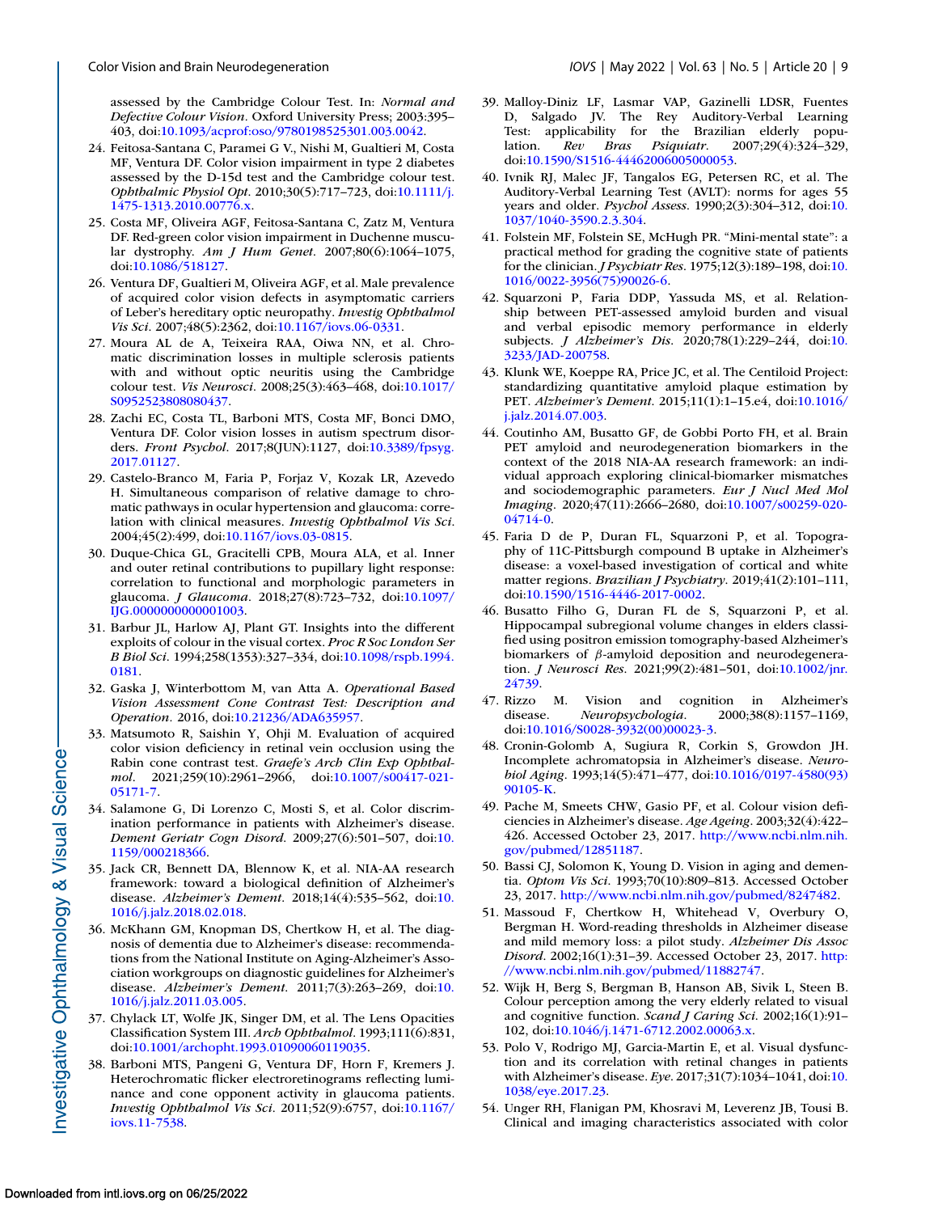assessed by the Cambridge Colour Test. In: *Normal and Defective Colour Vision*. Oxford University Press; 2003:395–403, doi:10.1093/acprof:oso/9780198525301.003.0042.

24. Feitosa-Santana C, Paramei G V., Nishi M, Gualtieri M, Costa MF, Ventura DF. Color vision impairment in type 2 diabetes assessed by the D-15d test and the Cambridge colour test. *Ophthalmic Physiol Opt*. 2010;30(5):717–723, doi:10.1111/j.1475-1313.2010.00776.x.
25. Costa MF, Oliveira AGF, Feitosa-Santana C, Zatz M, Ventura DF. Red-green color vision impairment in Duchenne muscular dystrophy. *Am J Hum Genet*. 2007;80(6):1064–1075, doi:10.1086/518127.
26. Ventura DF, Gualtieri M, Oliveira AGF, et al. Male prevalence of acquired color vision defects in asymptomatic carriers of Leber's hereditary optic neuropathy. *Investig Ophthalmol Vis Sci*. 2007;48(5):2362, doi:10.1167/iovs.06-0331.
27. Moura AL de A, Teixeira RAA, Oiwa NN, et al. Chromatic discrimination losses in multiple sclerosis patients with and without optic neuritis using the Cambridge colour test. *Vis Neurosci*. 2008;25(3):463–468, doi:10.1017/S0952523808080437.
28. Zachi EC, Costa TL, Barboni MTS, Costa MF, Bonci DMO, Ventura DF. Color vision losses in autism spectrum disorders. *Front Psychol*. 2017;8(JUN):1127, doi:10.3389/fpsyg.2017.01127.
29. Castelo-Branco M, Faria P, Forjaz V, Kozak LR, Azevedo H. Simultaneous comparison of relative damage to chromatic pathways in ocular hypertension and glaucoma: correlation with clinical measures. *Investig Ophthalmol Vis Sci*. 2004;45(2):499, doi:10.1167/iovs.03-0815.
30. Duque-Chica GL, Gracitelli CPB, Moura ALA, et al. Inner and outer retinal contributions to pupillary light response: correlation to functional and morphologic parameters in glaucoma. *J Glaucoma*. 2018;27(8):723–732, doi:10.1097/IJG.0000000000001003.
31. Barbur JL, Harlow AJ, Plant GT. Insights into the different exploits of colour in the visual cortex. *Proc R Soc London Ser B Biol Sci*. 1994;258(1353):327–334, doi:10.1098/rspb.1994.0181.
32. Gaska J, Winterbottom M, van Atta A. *Operational Based Vision Assessment Cone Contrast Test: Description and Operation*. 2016, doi:10.21236/ADA635957.
33. Matsumoto R, Saishin Y, Ohji M. Evaluation of acquired color vision deficiency in retinal vein occlusion using the Rabin cone contrast test. *Graefe's Arch Clin Exp Ophthalmol*. 2021;259(10):2961–2966, doi:10.1007/s00417-021-05171-7.
34. Salamone G, Di Lorenzo C, Mosti S, et al. Color discrimination performance in patients with Alzheimer's disease. *Dement Geriatr Cogn Disord*. 2009;27(6):501–507, doi:10.1159/000218366.
35. Jack CR, Bennett DA, Blennow K, et al. NIA-AA research framework: toward a biological definition of Alzheimer's disease. *Alzheimer's Dement*. 2018;14(4):535–562, doi:10.1016/j.jalz.2018.02.018.
36. McKhann GM, Knopman DS, Chertkow H, et al. The diagnosis of dementia due to Alzheimer's disease: recommendations from the National Institute on Aging-Alzheimer's Association workgroups on diagnostic guidelines for Alzheimer's disease. *Alzheimer's Dement*. 2011;7(3):263–269, doi:10.1016/j.jalz.2011.03.005.
37. Chylack LT, Wolfe JK, Singer DM, et al. The Lens Opacities Classification System III. *Arch Ophthalmol*. 1993;111(6):831, doi:10.1001/archopht.1993.01090060119035.
38. Barboni MTS, Pangeni G, Ventura DF, Horn F, Kremers J. Heterochromatic flicker electroretinograms reflecting luminance and cone opponent activity in glaucoma patients. *Investig Ophthalmol Vis Sci*. 2011;52(9):6757, doi:10.1167/iovs.11-7538.
39. Malloy-Diniz LF, Lasmar VAP, Gazinelli LDSR, Fuentes D, Salgado JV. The Rey Auditory-Verbal Learning Test: applicability for the Brazilian elderly population. *Rev Bras Psiquiatr*. 2007;29(4):324–329, doi:10.1590/S1516-44462006005000053.
40. Ivnik RJ, Malec JF, Tangalos EG, Petersen RC, et al. The Auditory-Verbal Learning Test (AVLT): norms for ages 55 years and older. *Psychol Assess*. 1990;2(3):304–312, doi:10.1037/1040-3590.2.3.304.
41. Folstein MF, Folstein SE, McHugh PR. "Mini-mental state": a practical method for grading the cognitive state of patients for the clinician. *J Psychiatr Res*. 1975;12(3):189–198, doi:10.1016/0022-3956(75)90026-6.
42. Squarzoni P, Faria DDP, Yassuda MS, et al. Relationship between PET-assessed amyloid burden and visual and verbal episodic memory performance in elderly subjects. *J Alzheimer's Dis*. 2020;78(1):229–244, doi:10.3233/JAD-200758.
43. Klunk WE, Koeppe RA, Price JC, et al. The Centiloid Project: standardizing quantitative amyloid plaque estimation by PET. *Alzheimer's Dement*. 2015;11(1):1–15.e4, doi:10.1016/j.jalz.2014.07.003.
44. Coutinho AM, Busatto GF, de Gobbi Porto FH, et al. Brain PET amyloid and neurodegeneration biomarkers in the context of the 2018 NIA-AA research framework: an individual approach exploring clinical-biomarker mismatches and sociodemographic parameters. *Eur J Nucl Med Mol Imaging*. 2020;47(11):2666–2680, doi:10.1007/s00259-020-04714-0.
45. Faria D de P, Duran FL, Squarzoni P, et al. Topography of 11C-Pittsburgh compound B uptake in Alzheimer's disease: a voxel-based investigation of cortical and white matter regions. *Brazilian J Psychiatry*. 2019;41(2):101–111, doi:10.1590/1516-4446-2017-0002.
46. Busatto Filho G, Duran FL de S, Squarzoni P, et al. Hippocampal subregional volume changes in elders classified using positron emission tomography-based Alzheimer's biomarkers of $\beta$-amyloid deposition and neurodegeneration. *J Neurosci Res*. 2021;99(2):481–501, doi:10.1002/jnr.24739.
47. Rizzo M. Vision and cognition in Alzheimer's disease. *Neuropsychologia*. 2000;38(8):1157–1169, doi:10.1016/S0028-3932(00)00023-3.
48. Cronin-Golomb A, Sugiura R, Corkin S, Growdon JH. Incomplete achromatopsia in Alzheimer's disease. *Neurobiol Aging*. 1993;14(5):471–477, doi:10.1016/0197-4580(93)90105-K.
49. Pache M, Smeets CHW, Gasio PF, et al. Colour vision deficiencies in Alzheimer's disease. *Age Ageing*. 2003;32(4):422–426. Accessed October 23, 2017. http://www.ncbi.nlm.nih.gov/pubmed/12851187.
50. Bassi CJ, Solomon K, Young D. Vision in aging and dementia. *Optom Vis Sci*. 1993;70(10):809–813. Accessed October 23, 2017. http://www.ncbi.nlm.nih.gov/pubmed/8247482.
51. Massoud F, Chertkow H, Whitehead V, Overbury O, Bergman H. Word-reading thresholds in Alzheimer disease and mild memory loss: a pilot study. *Alzheimer Dis Assoc Disord*. 2002;16(1):31–39. Accessed October 23, 2017. http://www.ncbi.nlm.nih.gov/pubmed/11882747.
52. Wijk H, Berg S, Bergman B, Hanson AB, Sivik L, Steen B. Colour perception among the very elderly related to visual and cognitive function. *Scand J Caring Sci*. 2002;16(1):91–102, doi:10.1046/j.1471-6712.2002.00063.x.
53. Polo V, Rodrigo MJ, Garcia-Martin E, et al. Visual dysfunction and its correlation with retinal changes in patients with Alzheimer's disease. *Eye*. 2017;31(7):1034–1041, doi:10.1038/eye.2017.23.
54. Unger RH, Flanigan PM, Khosravi M, Leverenz JB, Tousi B. Clinical and imaging characteristics associated with color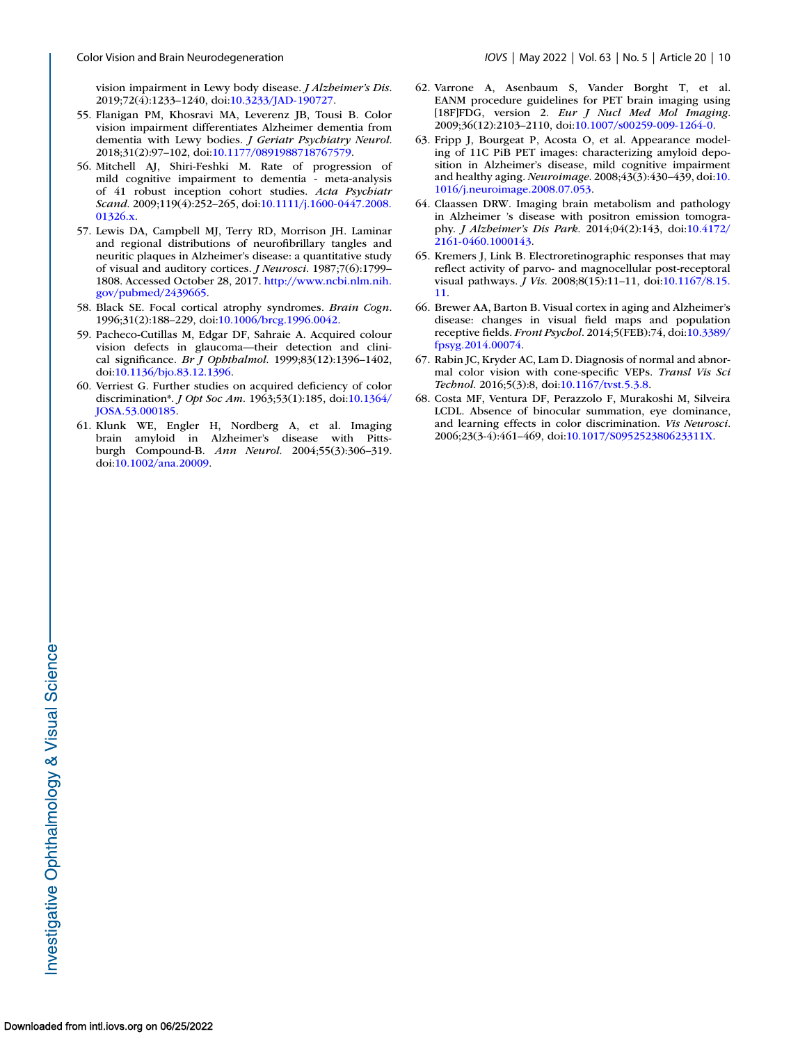vision impairment in Lewy body disease. *J Alzheimer's Dis*. 2019;72(4):1233–1240, doi:10.3233/JAD-190727.

55. Flanigan PM, Khosravi MA, Leverenz JB, Tousi B. Color vision impairment differentiates Alzheimer dementia from dementia with Lewy bodies. *J Geriatr Psychiatry Neurol*. 2018;31(2):97–102, doi:10.1177/0891988718767579.
56. Mitchell AJ, Shiri-Feshki M. Rate of progression of mild cognitive impairment to dementia - meta-analysis of 41 robust inception cohort studies. *Acta Psychiatr Scand*. 2009;119(4):252–265, doi:10.1111/j.1600-0447.2008.01326.x.
57. Lewis DA, Campbell MJ, Terry RD, Morrison JH. Laminar and regional distributions of neurofibrillary tangles and neuritic plaques in Alzheimer's disease: a quantitative study of visual and auditory cortices. *J Neurosci*. 1987;7(6):1799–1808. Accessed October 28, 2017. http://www.ncbi.nlm.nih.gov/pubmed/2439665.
58. Black SE. Focal cortical atrophy syndromes. *Brain Cogn*. 1996;31(2):188–229, doi:10.1006/brcg.1996.0042.
59. Pacheco-Cutillas M, Edgar DF, Sahraie A. Acquired colour vision defects in glaucoma—their detection and clinical significance. *Br J Ophthalmol*. 1999;83(12):1396–1402, doi:10.1136/bjo.83.12.1396.
60. Verriest G. Further studies on acquired deficiency of color discrimination*. *J Opt Soc Am*. 1963;53(1):185, doi:10.1364/JOSA.53.000185.
61. Klunk WE, Engler H, Nordberg A, et al. Imaging brain amyloid in Alzheimer's disease with Pittsburgh Compound-B. *Ann Neurol*. 2004;55(3):306–319. doi:10.1002/ana.20009.
62. Varrone A, Asenbaum S, Vander Borght T, et al. EANM procedure guidelines for PET brain imaging using [18F]FDG, version 2. *Eur J Nucl Med Mol Imaging*. 2009;36(12):2103–2110, doi:10.1007/s00259-009-1264-0.
63. Fripp J, Bourgeat P, Acosta O, et al. Appearance modeling of 11C PiB PET images: characterizing amyloid deposition in Alzheimer's disease, mild cognitive impairment and healthy aging. *Neuroimage*. 2008;43(3):430–439, doi:10.1016/j.neuroimage.2008.07.053.
64. Claassen DRW. Imaging brain metabolism and pathology in Alzheimer 's disease with positron emission tomography. *J Alzheimer's Dis Park*. 2014;04(2):143, doi:10.4172/2161-0460.1000143.
65. Kremers J, Link B. Electroretinographic responses that may reflect activity of parvo- and magnocellular post-receptoral visual pathways. *J Vis*. 2008;8(15):11–11, doi:10.1167/8.15.11.
66. Brewer AA, Barton B. Visual cortex in aging and Alzheimer's disease: changes in visual field maps and population receptive fields. *Front Psychol*. 2014;5(FEB):74, doi:10.3389/fpsyg.2014.00074.
67. Rabin JC, Kryder AC, Lam D. Diagnosis of normal and abnormal color vision with cone-specific VEPs. *Transl Vis Sci Technol*. 2016;5(3):8, doi:10.1167/tvst.5.3.8.
68. Costa MF, Ventura DF, Perazzolo F, Murakoshi M, Silveira LCDL. Absence of binocular summation, eye dominance, and learning effects in color discrimination. *Vis Neurosci*. 2006;23(3-4):461–469, doi:10.1017/S095252380623311X.